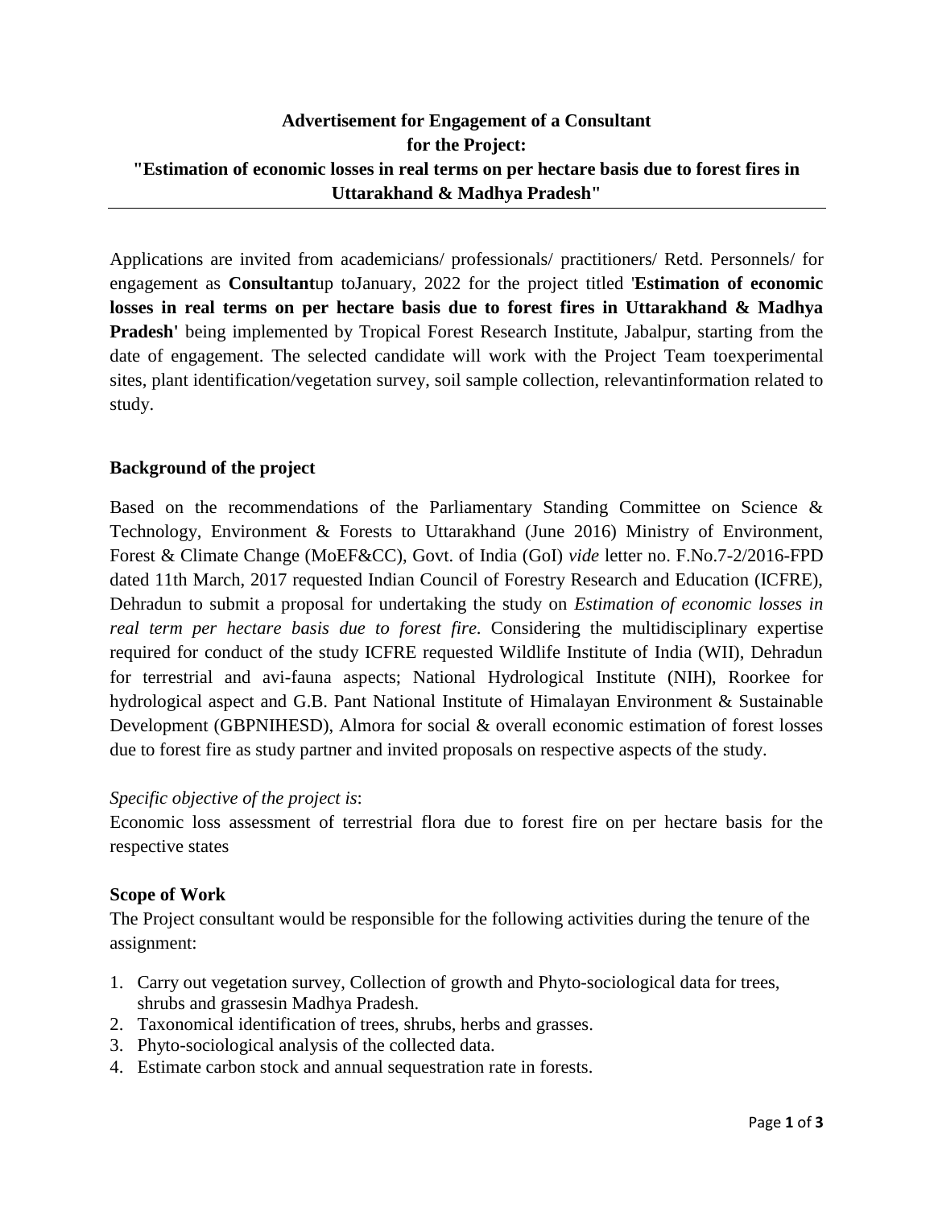**Advertisement for Engagement of a Consultant for the Project: "Estimation of economic losses in real terms on per hectare basis due to forest fires in Uttarakhand & Madhya Pradesh"**

---

Applications are invited from academicians/ professionals/ practitioners/ Retd. Personnels/ for engagement as **Consultant**up toJanuary, 2022 for the project titled '**Estimation of economic losses in real terms on per hectare basis due to forest fires in Uttarakhand & Madhya Pradesh**' being implemented by Tropical Forest Research Institute, Jabalpur, starting from the date of engagement. The selected candidate will work with the Project Team toexperimental sites, plant identification/vegetation survey, soil sample collection, relevantinformation related to study.

### Background of the project

Based on the recommendations of the Parliamentary Standing Committee on Science & Technology, Environment & Forests to Uttarakhand (June 2016) Ministry of Environment, Forest & Climate Change (MoEF&CC), Govt. of India (GoI) *vide* letter no. F.No.7-2/2016-FPD dated 11th March, 2017 requested Indian Council of Forestry Research and Education (ICFRE), Dehradun to submit a proposal for undertaking the study on *Estimation of economic losses in real term per hectare basis due to forest fire*. Considering the multidisciplinary expertise required for conduct of the study ICFRE requested Wildlife Institute of India (WII), Dehradun for terrestrial and avi-fauna aspects; National Hydrological Institute (NIH), Roorkee for hydrological aspect and G.B. Pant National Institute of Himalayan Environment & Sustainable Development (GBPNIHESD), Almora for social & overall economic estimation of forest losses due to forest fire as study partner and invited proposals on respective aspects of the study.

*Specific objective of the project is*:

Economic loss assessment of terrestrial flora due to forest fire on per hectare basis for the respective states

### Scope of Work

The Project consultant would be responsible for the following activities during the tenure of the assignment:

1. Carry out vegetation survey, Collection of growth and Phyto-sociological data for trees, shrubs and grassesin Madhya Pradesh.
2. Taxonomical identification of trees, shrubs, herbs and grasses.
3. Phyto-sociological analysis of the collected data.
4. Estimate carbon stock and annual sequestration rate in forests.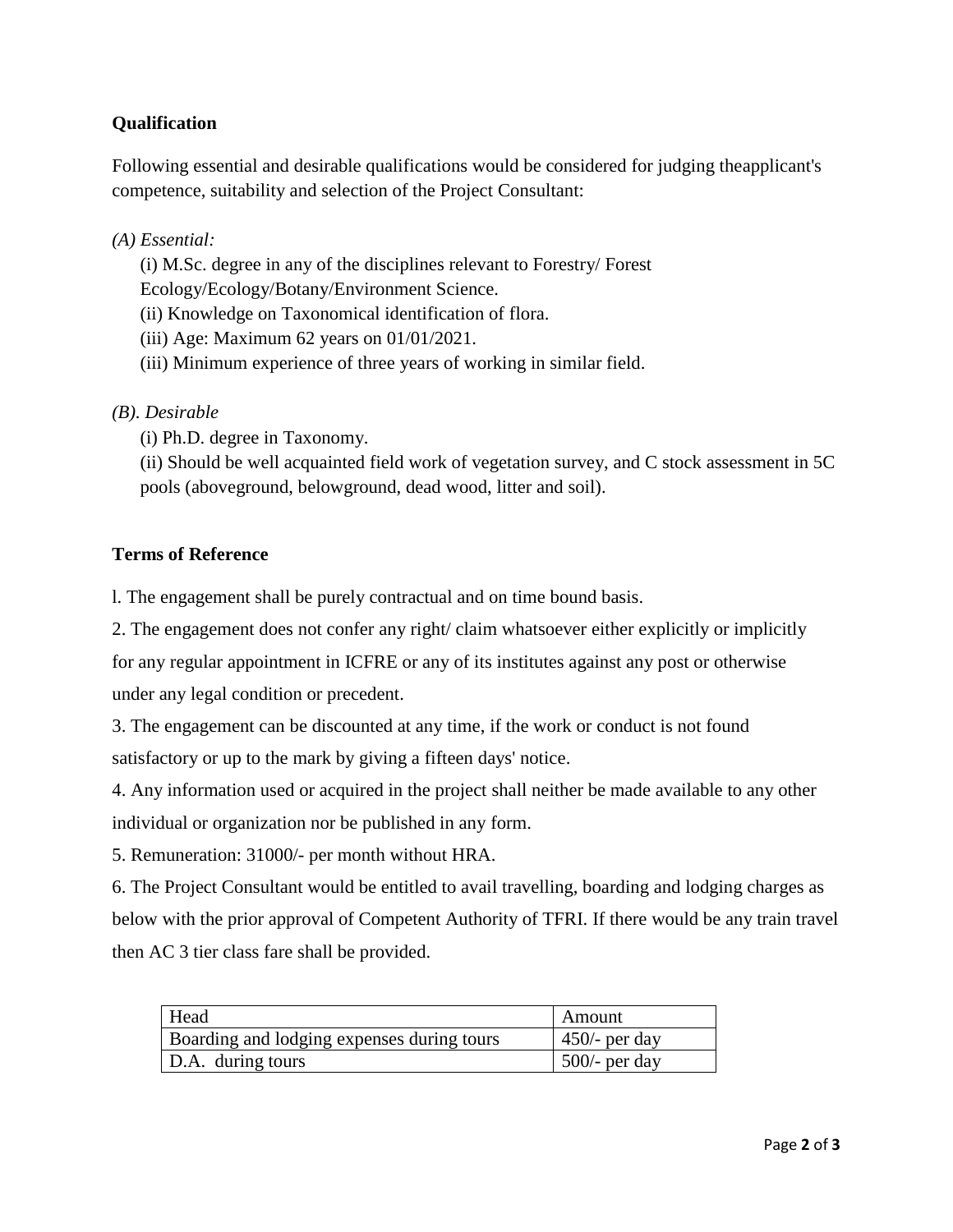**Qualification**

Following essential and desirable qualifications would be considered for judging theapplicant's competence, suitability and selection of the Project Consultant:

*(A) Essential:*

(i) M.Sc. degree in any of the disciplines relevant to Forestry/ Forest Ecology/Ecology/Botany/Environment Science.
(ii) Knowledge on Taxonomical identification of flora.
(iii) Age: Maximum 62 years on 01/01/2021.
(iii) Minimum experience of three years of working in similar field.

*(B). Desirable*

(i) Ph.D. degree in Taxonomy.
(ii) Should be well acquainted field work of vegetation survey, and C stock assessment in 5C pools (aboveground, belowground, dead wood, litter and soil).

**Terms of Reference**

l. The engagement shall be purely contractual and on time bound basis.

2. The engagement does not confer any right/ claim whatsoever either explicitly or implicitly for any regular appointment in ICFRE or any of its institutes against any post or otherwise under any legal condition or precedent.

3. The engagement can be discounted at any time, if the work or conduct is not found satisfactory or up to the mark by giving a fifteen days' notice.

4. Any information used or acquired in the project shall neither be made available to any other individual or organization nor be published in any form.

5. Remuneration: 31000/- per month without HRA.

6. The Project Consultant would be entitled to avail travelling, boarding and lodging charges as below with the prior approval of Competent Authority of TFRI. If there would be any train travel then AC 3 tier class fare shall be provided.

| Head | Amount |
| --- | --- |
| Boarding and lodging expenses during tours | 450/- per day |
| D.A. during tours | 500/- per day |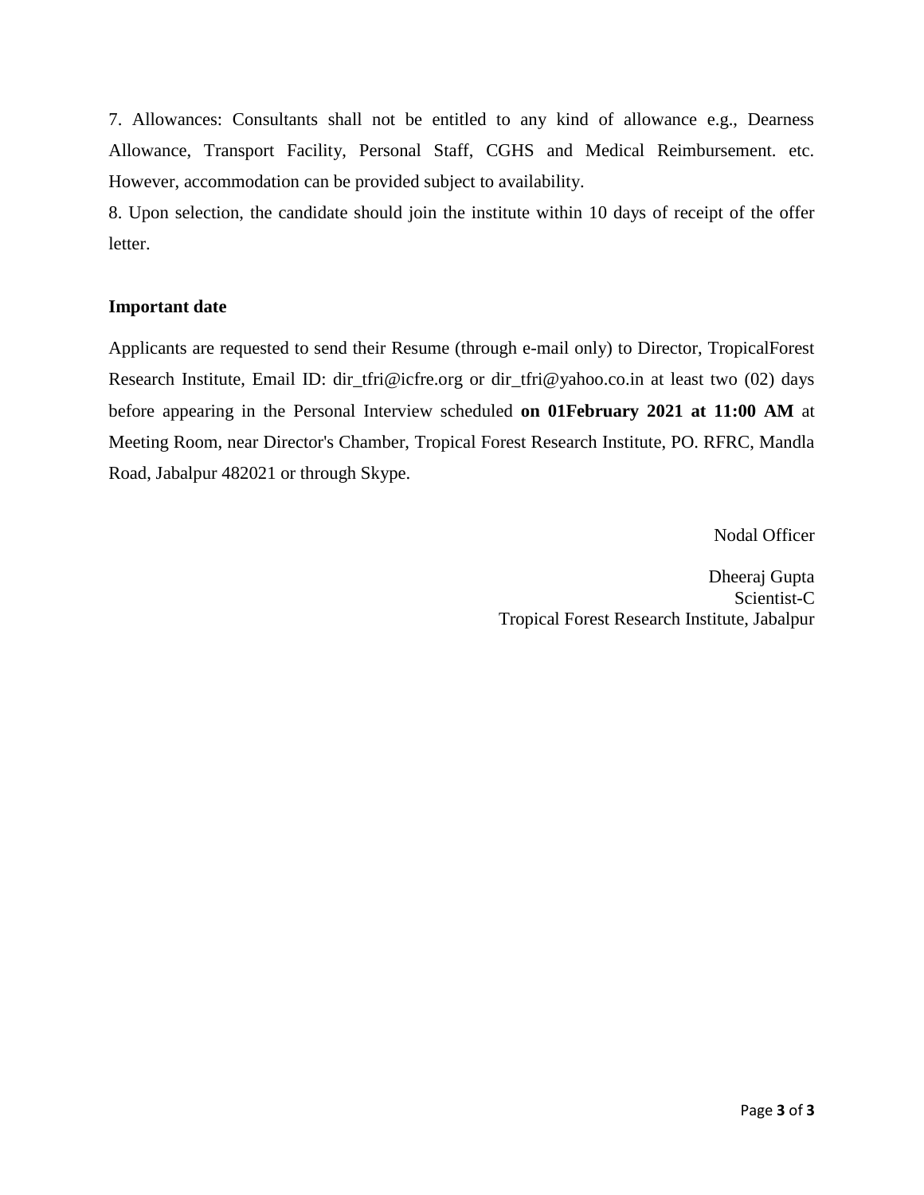7. Allowances: Consultants shall not be entitled to any kind of allowance e.g., Dearness Allowance, Transport Facility, Personal Staff, CGHS and Medical Reimbursement. etc. However, accommodation can be provided subject to availability.

8. Upon selection, the candidate should join the institute within 10 days of receipt of the offer letter.

**Important date**

Applicants are requested to send their Resume (through e-mail only) to Director, TropicalForest Research Institute, Email ID: dir_tfri@icfre.org or dir_tfri@yahoo.co.in at least two (02) days before appearing in the Personal Interview scheduled **on 01February 2021 at 11:00 AM** at Meeting Room, near Director's Chamber, Tropical Forest Research Institute, PO. RFRC, Mandla Road, Jabalpur 482021 or through Skype.

Nodal Officer

Dheeraj Gupta
Scientist-C
Tropical Forest Research Institute, Jabalpur